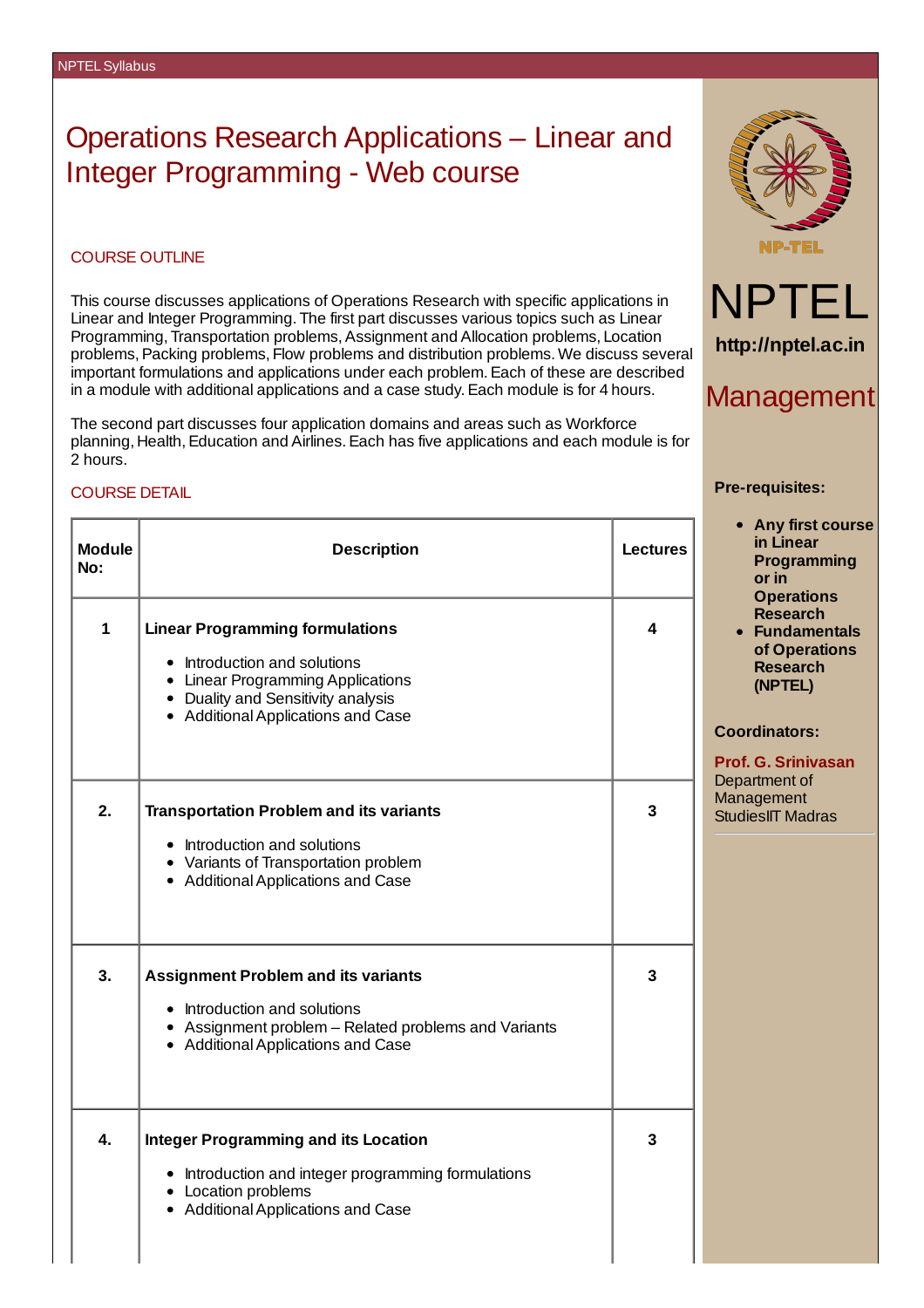# Operations Research Applications – Linear and Integer Programming - Web course

## COURSE OUTLINE

This course discusses applications of Operations Research with specific applications in Linear and Integer Programming. The first part discusses various topics such as Linear Programming, Transportation problems, Assignment and Allocation problems, Location problems, Packing problems, Flow problems and distribution problems. We discuss several important formulations and applications under each problem. Each of these are described in a module with additional applications and a case study. Each module is for 4 hours.

The second part discusses four application domains and areas such as Workforce planning, Health, Education and Airlines. Each has five applications and each module is for 2 hours.

## COURSE DETAIL

| Module No: | Description | Lectures |
|---|---|---|
| 1 | **Linear Programming formulations**<br>• Introduction and solutions<br>• Linear Programming Applications<br>• Duality and Sensitivity analysis<br>• Additional Applications and Case | 4 |
| 2. | **Transportation Problem and its variants**<br>• Introduction and solutions<br>• Variants of Transportation problem<br>• Additional Applications and Case | 3 |
| 3. | **Assignment Problem and its variants**<br>• Introduction and solutions<br>• Assignment problem – Related problems and Variants<br>• Additional Applications and Case | 3 |
| 4. | **Integer Programming and its Location**<br>• Introduction and integer programming formulations<br>• Location problems<br>• Additional Applications and Case | 3 |

NPTEL

http://nptel.ac.in

## Management

**Pre-requisites:**

- **Any first course in Linear Programming or in Operations Research**
- **Fundamentals of Operations Research (NPTEL)**

**Coordinators:**

**Prof. G. Srinivasan**
Department of Management StudiesIIT Madras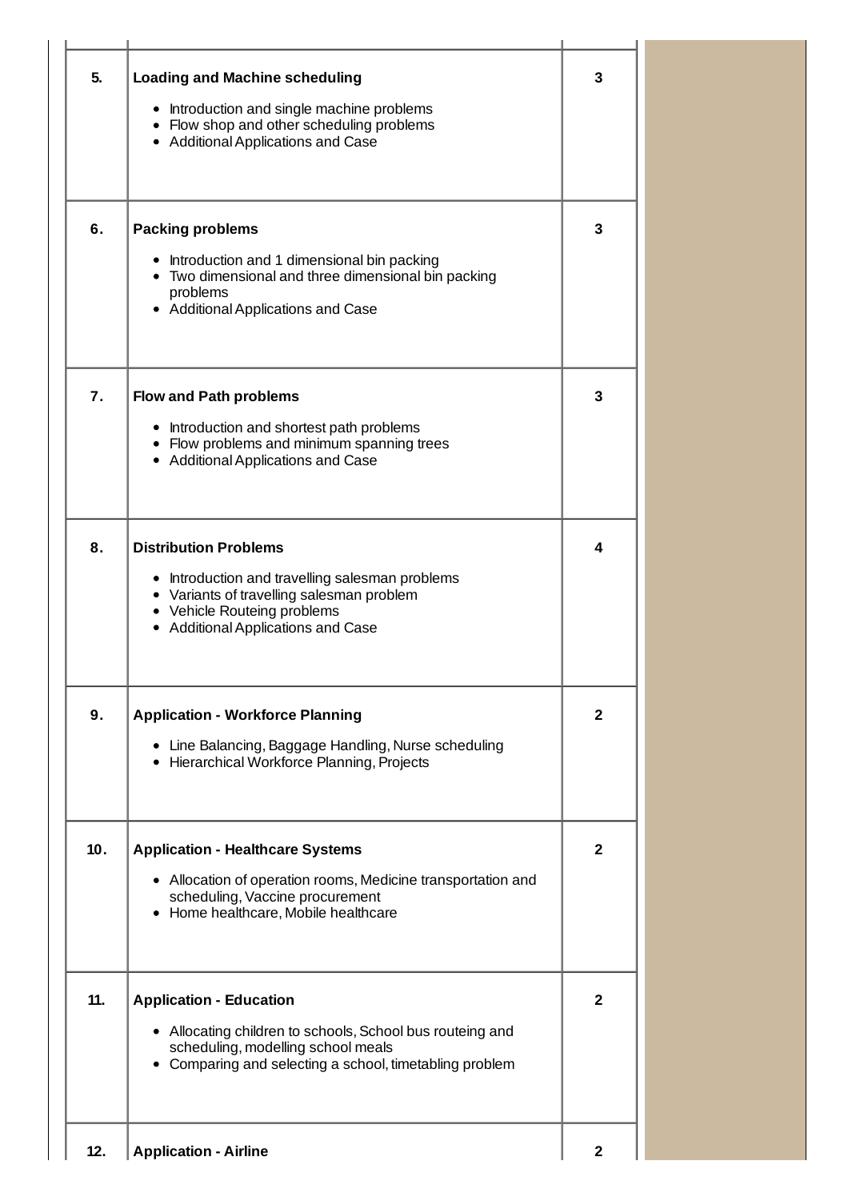| | | |
|---|---|---|
| 5. | **Loading and Machine scheduling**<br><br>• Introduction and single machine problems<br>• Flow shop and other scheduling problems<br>• Additional Applications and Case | 3 |
| 6. | **Packing problems**<br><br>• Introduction and 1 dimensional bin packing<br>• Two dimensional and three dimensional bin packing problems<br>• Additional Applications and Case | 3 |
| 7. | **Flow and Path problems**<br><br>• Introduction and shortest path problems<br>• Flow problems and minimum spanning trees<br>• Additional Applications and Case | 3 |
| 8. | **Distribution Problems**<br><br>• Introduction and travelling salesman problems<br>• Variants of travelling salesman problem<br>• Vehicle Routeing problems<br>• Additional Applications and Case | 4 |
| 9. | **Application - Workforce Planning**<br><br>• Line Balancing, Baggage Handling, Nurse scheduling<br>• Hierarchical Workforce Planning, Projects | 2 |
| 10. | **Application - Healthcare Systems**<br><br>• Allocation of operation rooms, Medicine transportation and scheduling, Vaccine procurement<br>• Home healthcare, Mobile healthcare | 2 |
| 11. | **Application - Education**<br><br>• Allocating children to schools, School bus routeing and scheduling, modelling school meals<br>• Comparing and selecting a school, timetabling problem | 2 |
| 12. | **Application - Airline** | 2 |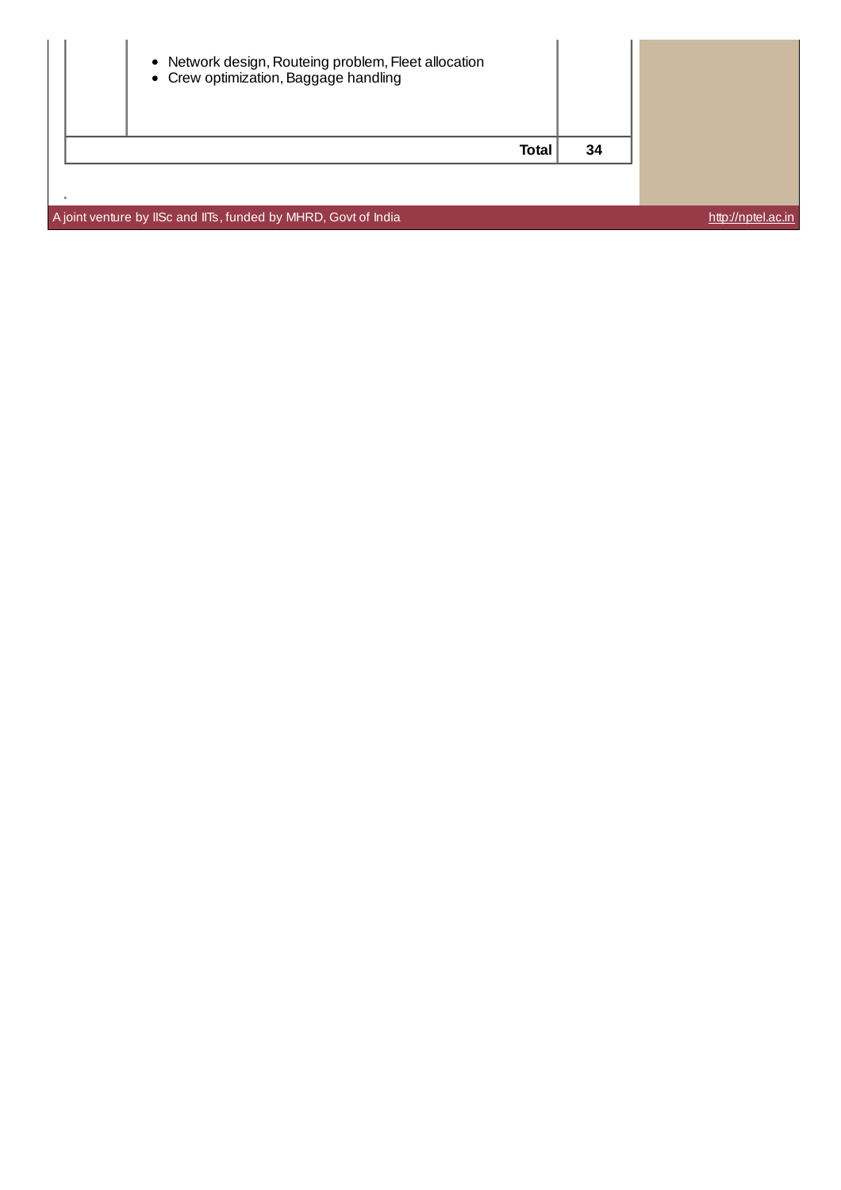| | | |
|---|---|---|
| | • Network design, Routeing problem, Fleet allocation<br>• Crew optimization, Baggage handling | |
| | **Total** | **34** |